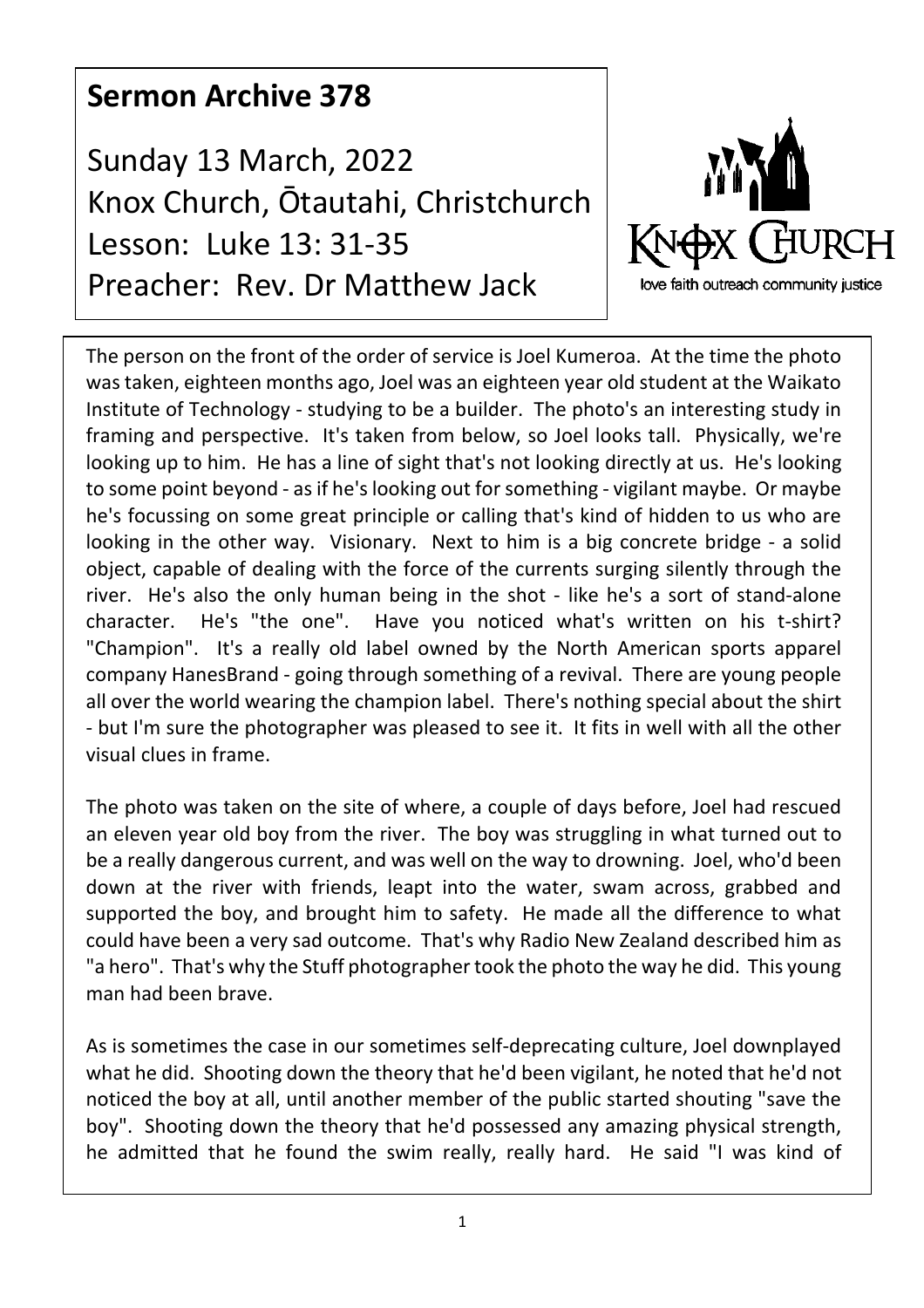# Sermon Archive 378

Sunday 13 March, 2022
Knox Church, Ōtautahi, Christchurch
Lesson: Luke 13: 31-35
Preacher: Rev. Dr Matthew Jack

The person on the front of the order of service is Joel Kumeroa. At the time the photo was taken, eighteen months ago, Joel was an eighteen year old student at the Waikato Institute of Technology - studying to be a builder. The photo's an interesting study in framing and perspective. It's taken from below, so Joel looks tall. Physically, we're looking up to him. He has a line of sight that's not looking directly at us. He's looking to some point beyond - as if he's looking out for something - vigilant maybe. Or maybe he's focussing on some great principle or calling that's kind of hidden to us who are looking in the other way. Visionary. Next to him is a big concrete bridge - a solid object, capable of dealing with the force of the currents surging silently through the river. He's also the only human being in the shot - like he's a sort of stand-alone character. He's "the one". Have you noticed what's written on his t-shirt? "Champion". It's a really old label owned by the North American sports apparel company HanesBrand - going through something of a revival. There are young people all over the world wearing the champion label. There's nothing special about the shirt - but I'm sure the photographer was pleased to see it. It fits in well with all the other visual clues in frame.

The photo was taken on the site of where, a couple of days before, Joel had rescued an eleven year old boy from the river. The boy was struggling in what turned out to be a really dangerous current, and was well on the way to drowning. Joel, who'd been down at the river with friends, leapt into the water, swam across, grabbed and supported the boy, and brought him to safety. He made all the difference to what could have been a very sad outcome. That's why Radio New Zealand described him as "a hero". That's why the Stuff photographer took the photo the way he did. This young man had been brave.

As is sometimes the case in our sometimes self-deprecating culture, Joel downplayed what he did. Shooting down the theory that he'd been vigilant, he noted that he'd not noticed the boy at all, until another member of the public started shouting "save the boy". Shooting down the theory that he'd possessed any amazing physical strength, he admitted that he found the swim really, really hard. He said "I was kind of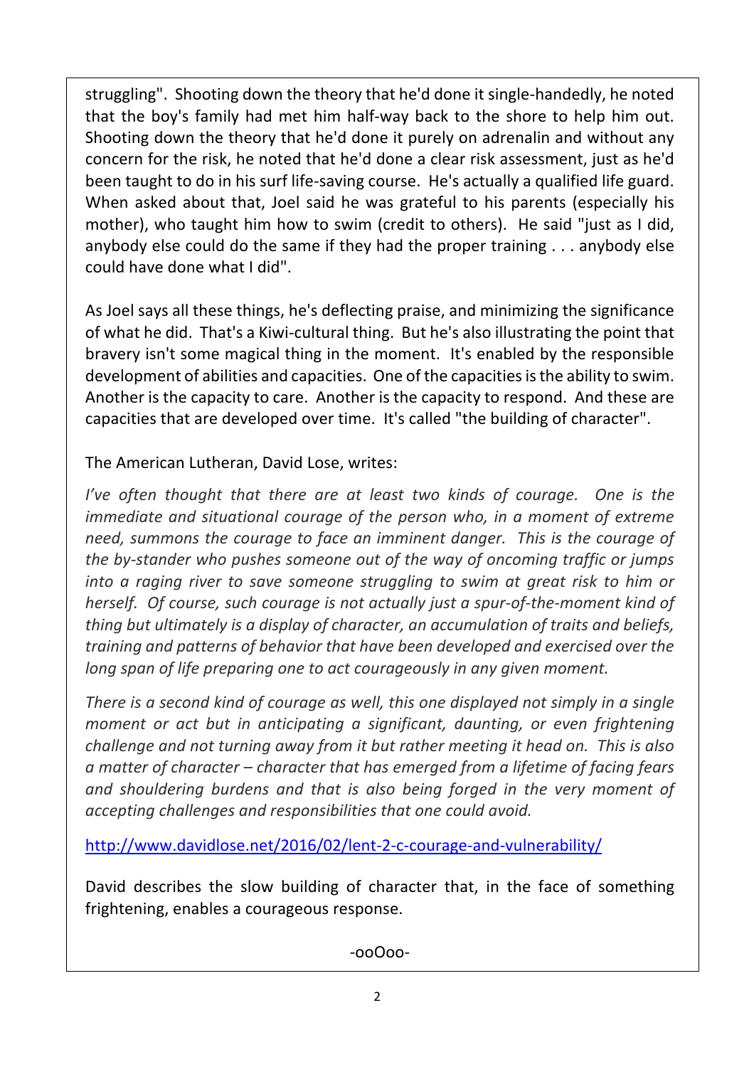struggling". Shooting down the theory that he'd done it single-handedly, he noted that the boy's family had met him half-way back to the shore to help him out. Shooting down the theory that he'd done it purely on adrenalin and without any concern for the risk, he noted that he'd done a clear risk assessment, just as he'd been taught to do in his surf life-saving course. He's actually a qualified life guard. When asked about that, Joel said he was grateful to his parents (especially his mother), who taught him how to swim (credit to others). He said "just as I did, anybody else could do the same if they had the proper training . . . anybody else could have done what I did".

As Joel says all these things, he's deflecting praise, and minimizing the significance of what he did. That's a Kiwi-cultural thing. But he's also illustrating the point that bravery isn't some magical thing in the moment. It's enabled by the responsible development of abilities and capacities. One of the capacities is the ability to swim. Another is the capacity to care. Another is the capacity to respond. And these are capacities that are developed over time. It's called "the building of character".

The American Lutheran, David Lose, writes:

*I've often thought that there are at least two kinds of courage. One is the immediate and situational courage of the person who, in a moment of extreme need, summons the courage to face an imminent danger. This is the courage of the by-stander who pushes someone out of the way of oncoming traffic or jumps into a raging river to save someone struggling to swim at great risk to him or herself. Of course, such courage is not actually just a spur-of-the-moment kind of thing but ultimately is a display of character, an accumulation of traits and beliefs, training and patterns of behavior that have been developed and exercised over the long span of life preparing one to act courageously in any given moment.*

*There is a second kind of courage as well, this one displayed not simply in a single moment or act but in anticipating a significant, daunting, or even frightening challenge and not turning away from it but rather meeting it head on. This is also a matter of character – character that has emerged from a lifetime of facing fears and shouldering burdens and that is also being forged in the very moment of accepting challenges and responsibilities that one could avoid.*

http://www.davidlose.net/2016/02/lent-2-c-courage-and-vulnerability/

David describes the slow building of character that, in the face of something frightening, enables a courageous response.

-ooOoo-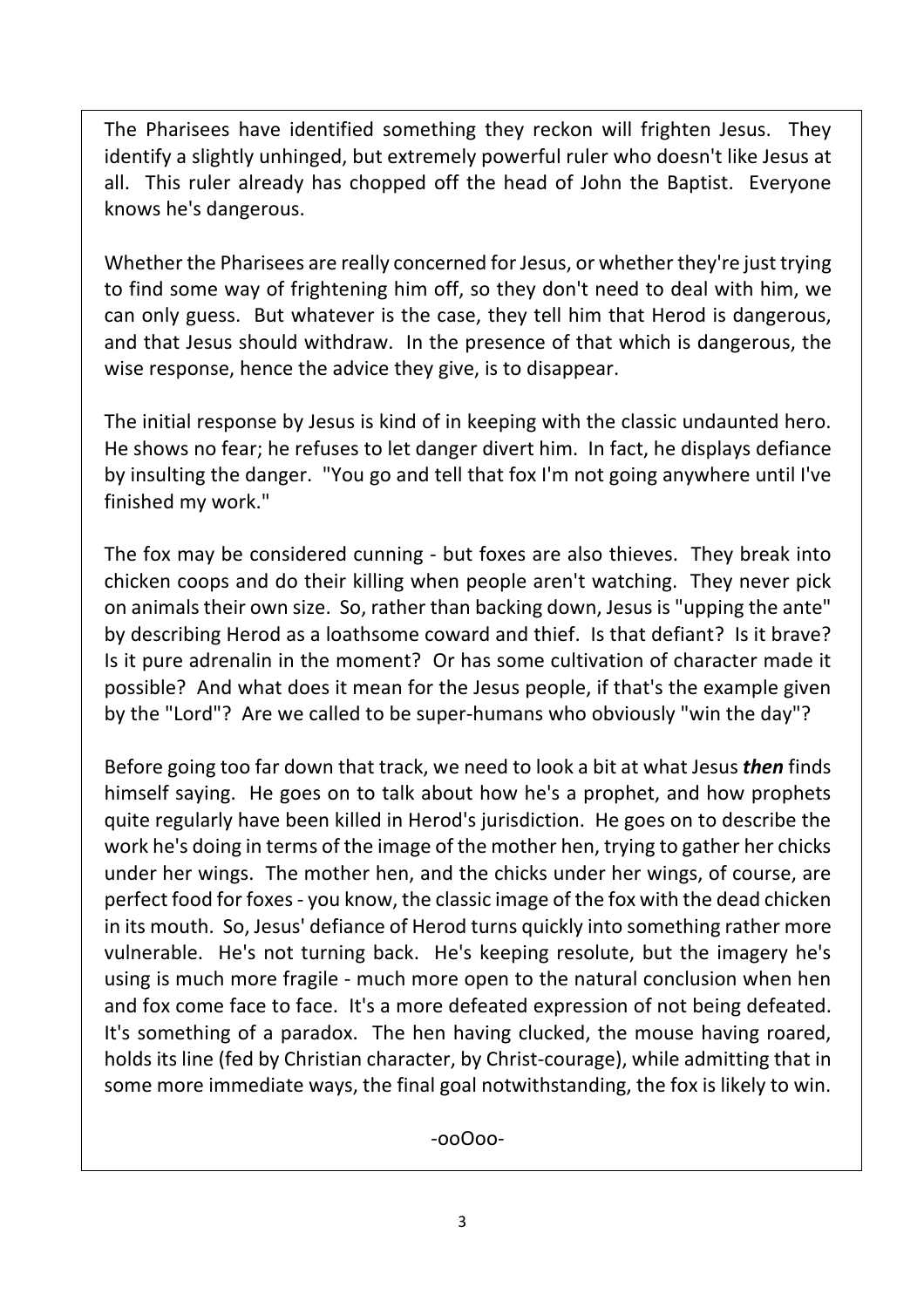The Pharisees have identified something they reckon will frighten Jesus. They identify a slightly unhinged, but extremely powerful ruler who doesn't like Jesus at all. This ruler already has chopped off the head of John the Baptist. Everyone knows he's dangerous.

Whether the Pharisees are really concerned for Jesus, or whether they're just trying to find some way of frightening him off, so they don't need to deal with him, we can only guess. But whatever is the case, they tell him that Herod is dangerous, and that Jesus should withdraw. In the presence of that which is dangerous, the wise response, hence the advice they give, is to disappear.

The initial response by Jesus is kind of in keeping with the classic undaunted hero. He shows no fear; he refuses to let danger divert him. In fact, he displays defiance by insulting the danger. "You go and tell that fox I'm not going anywhere until I've finished my work."

The fox may be considered cunning - but foxes are also thieves. They break into chicken coops and do their killing when people aren't watching. They never pick on animals their own size. So, rather than backing down, Jesus is "upping the ante" by describing Herod as a loathsome coward and thief. Is that defiant? Is it brave? Is it pure adrenalin in the moment? Or has some cultivation of character made it possible? And what does it mean for the Jesus people, if that's the example given by the "Lord"? Are we called to be super-humans who obviously "win the day"?

Before going too far down that track, we need to look a bit at what Jesus ***then*** finds himself saying. He goes on to talk about how he's a prophet, and how prophets quite regularly have been killed in Herod's jurisdiction. He goes on to describe the work he's doing in terms of the image of the mother hen, trying to gather her chicks under her wings. The mother hen, and the chicks under her wings, of course, are perfect food for foxes - you know, the classic image of the fox with the dead chicken in its mouth. So, Jesus' defiance of Herod turns quickly into something rather more vulnerable. He's not turning back. He's keeping resolute, but the imagery he's using is much more fragile - much more open to the natural conclusion when hen and fox come face to face. It's a more defeated expression of not being defeated. It's something of a paradox. The hen having clucked, the mouse having roared, holds its line (fed by Christian character, by Christ-courage), while admitting that in some more immediate ways, the final goal notwithstanding, the fox is likely to win.

-ooOoo-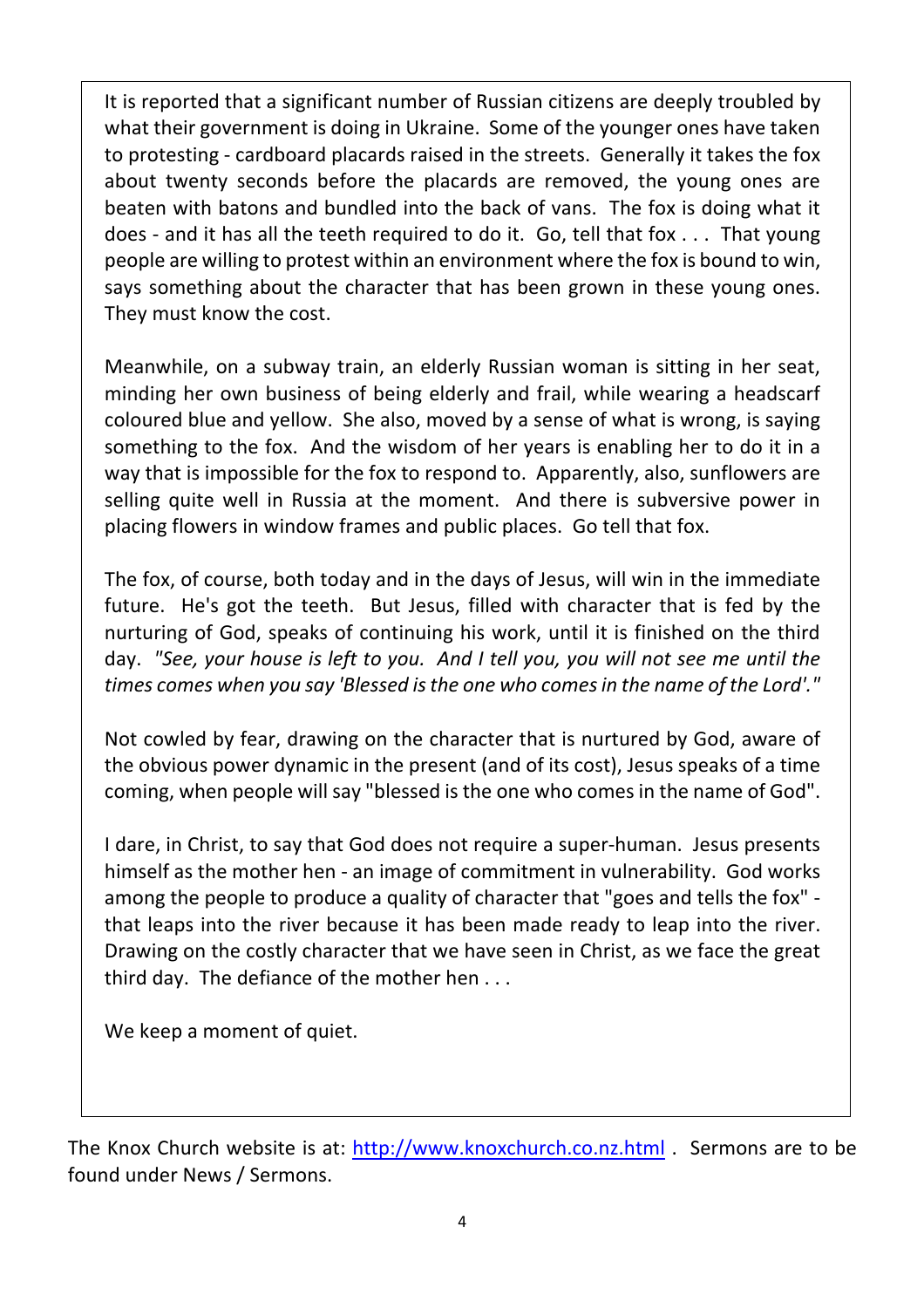It is reported that a significant number of Russian citizens are deeply troubled by what their government is doing in Ukraine. Some of the younger ones have taken to protesting - cardboard placards raised in the streets. Generally it takes the fox about twenty seconds before the placards are removed, the young ones are beaten with batons and bundled into the back of vans. The fox is doing what it does - and it has all the teeth required to do it. Go, tell that fox . . . That young people are willing to protest within an environment where the fox is bound to win, says something about the character that has been grown in these young ones. They must know the cost.

Meanwhile, on a subway train, an elderly Russian woman is sitting in her seat, minding her own business of being elderly and frail, while wearing a headscarf coloured blue and yellow. She also, moved by a sense of what is wrong, is saying something to the fox. And the wisdom of her years is enabling her to do it in a way that is impossible for the fox to respond to. Apparently, also, sunflowers are selling quite well in Russia at the moment. And there is subversive power in placing flowers in window frames and public places. Go tell that fox.

The fox, of course, both today and in the days of Jesus, will win in the immediate future. He's got the teeth. But Jesus, filled with character that is fed by the nurturing of God, speaks of continuing his work, until it is finished on the third day. *"See, your house is left to you. And I tell you, you will not see me until the times comes when you say 'Blessed is the one who comes in the name of the Lord'."*

Not cowled by fear, drawing on the character that is nurtured by God, aware of the obvious power dynamic in the present (and of its cost), Jesus speaks of a time coming, when people will say "blessed is the one who comes in the name of God".

I dare, in Christ, to say that God does not require a super-human. Jesus presents himself as the mother hen - an image of commitment in vulnerability. God works among the people to produce a quality of character that "goes and tells the fox" - that leaps into the river because it has been made ready to leap into the river. Drawing on the costly character that we have seen in Christ, as we face the great third day. The defiance of the mother hen . . .

We keep a moment of quiet.

The Knox Church website is at: [http://www.knoxchurch.co.nz.html](http://www.knoxchurch.co.nz.html) . Sermons are to be found under News / Sermons.